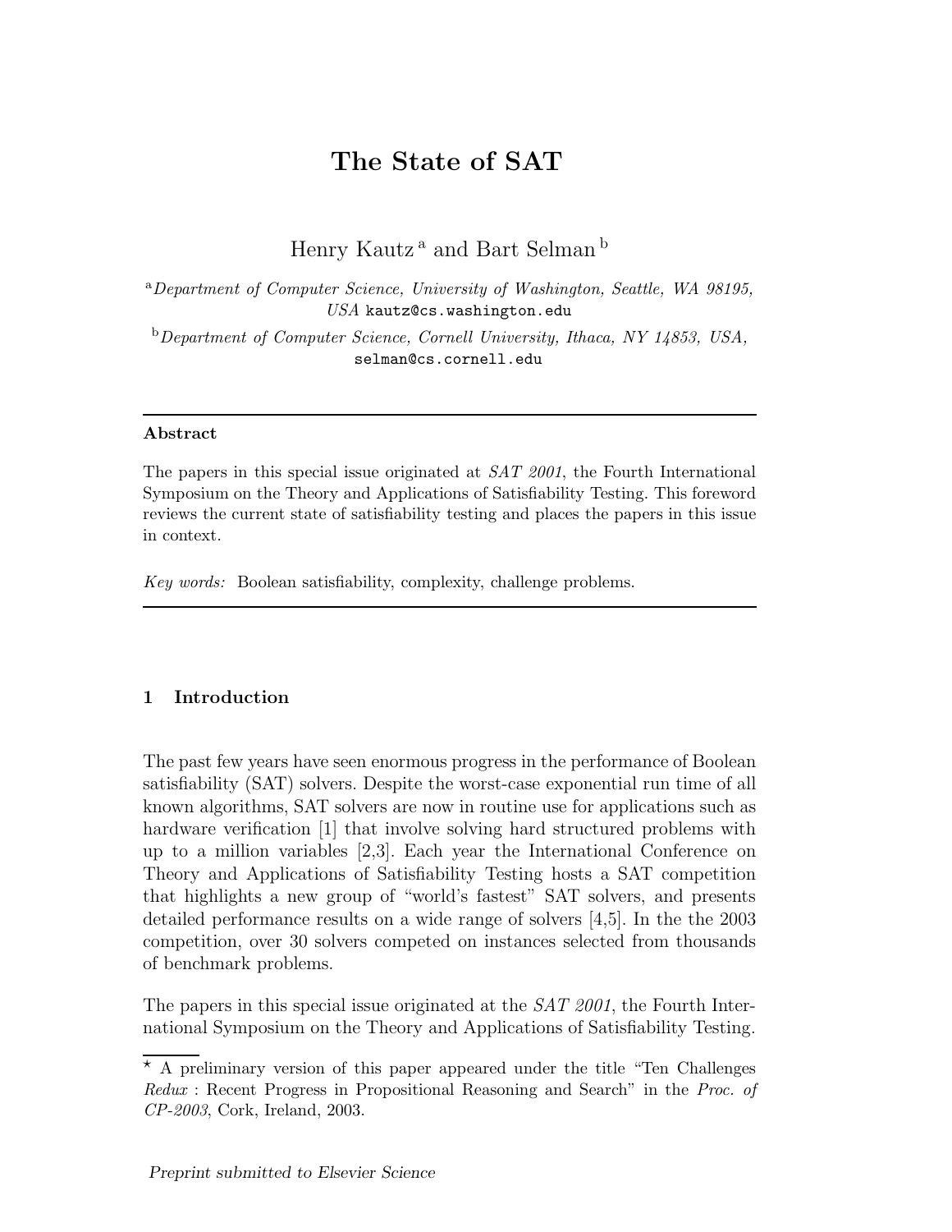# The State of SAT

Henry Kautz [a] and Bart Selman [b]

[a] *Department of Computer Science, University of Washington, Seattle, WA 98195, USA* kautz@cs.washington.edu

[b] *Department of Computer Science, Cornell University, Ithaca, NY 14853, USA,* selman@cs.cornell.edu

---

**Abstract**

The papers in this special issue originated at *SAT 2001*, the Fourth International Symposium on the Theory and Applications of Satisfiability Testing. This foreword reviews the current state of satisfiability testing and places the papers in this issue in context.

*Key words:* Boolean satisfiability, complexity, challenge problems.

---

## 1 Introduction

The past few years have seen enormous progress in the performance of Boolean satisfiability (SAT) solvers. Despite the worst-case exponential run time of all known algorithms, SAT solvers are now in routine use for applications such as hardware verification [1] that involve solving hard structured problems with up to a million variables [2,3]. Each year the International Conference on Theory and Applications of Satisfiability Testing hosts a SAT competition that highlights a new group of "world's fastest" SAT solvers, and presents detailed performance results on a wide range of solvers [4,5]. In the the 2003 competition, over 30 solvers competed on instances selected from thousands of benchmark problems.

The papers in this special issue originated at the *SAT 2001*, the Fourth International Symposium on the Theory and Applications of Satisfiability Testing.

⋆ A preliminary version of this paper appeared under the title "Ten Challenges *Redux* : Recent Progress in Propositional Reasoning and Search" in the *Proc. of CP-2003*, Cork, Ireland, 2003.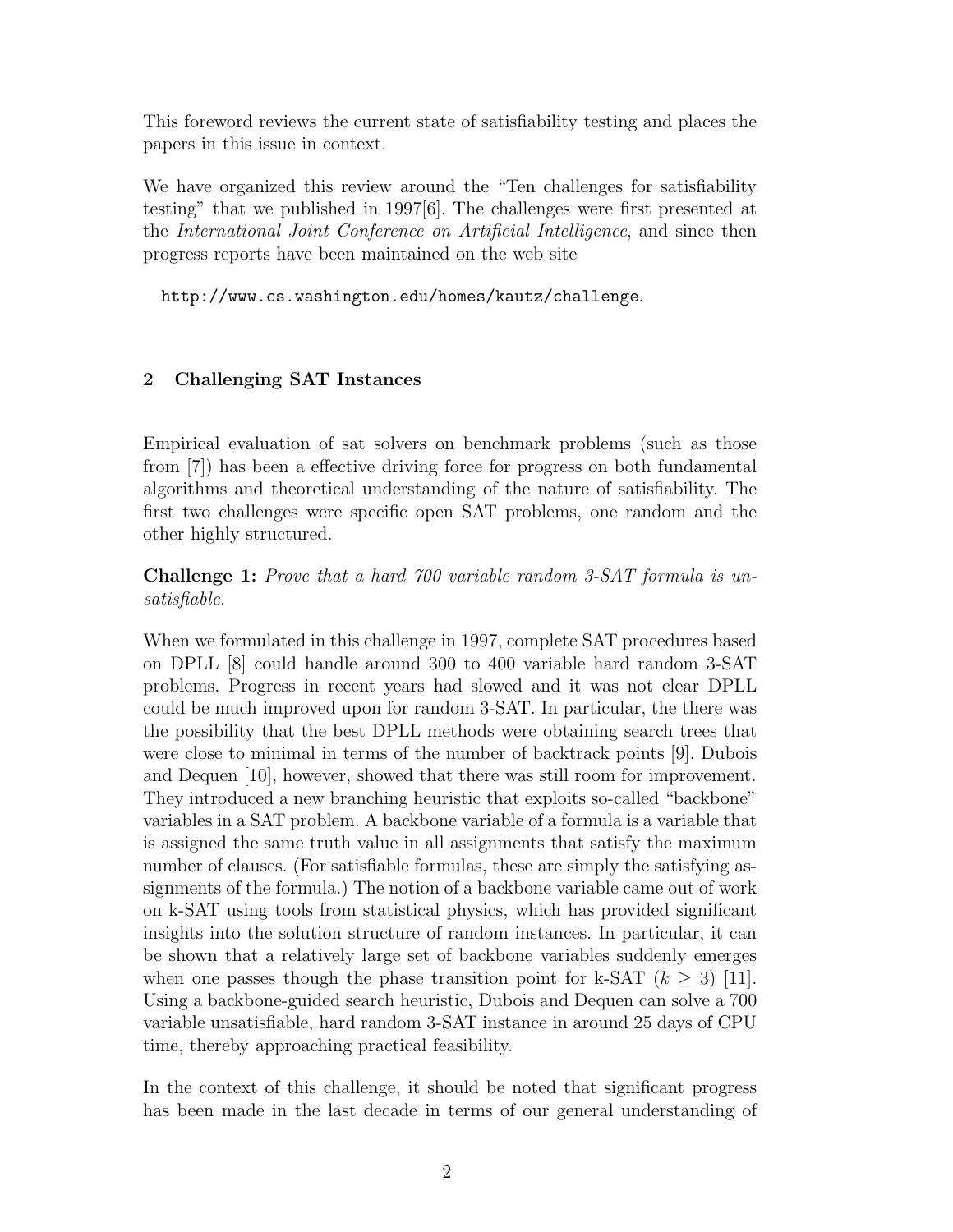This foreword reviews the current state of satisfiability testing and places the papers in this issue in context.

We have organized this review around the "Ten challenges for satisfiability testing" that we published in 1997[6]. The challenges were first presented at the *International Joint Conference on Artificial Intelligence*, and since then progress reports have been maintained on the web site

`http://www.cs.washington.edu/homes/kautz/challenge`.

## 2 Challenging SAT Instances

Empirical evaluation of sat solvers on benchmark problems (such as those from [7]) has been a effective driving force for progress on both fundamental algorithms and theoretical understanding of the nature of satisfiability. The first two challenges were specific open SAT problems, one random and the other highly structured.

**Challenge 1:** *Prove that a hard 700 variable random 3-SAT formula is unsatisfiable.*

When we formulated in this challenge in 1997, complete SAT procedures based on DPLL [8] could handle around 300 to 400 variable hard random 3-SAT problems. Progress in recent years had slowed and it was not clear DPLL could be much improved upon for random 3-SAT. In particular, the there was the possibility that the best DPLL methods were obtaining search trees that were close to minimal in terms of the number of backtrack points [9]. Dubois and Dequen [10], however, showed that there was still room for improvement. They introduced a new branching heuristic that exploits so-called "backbone" variables in a SAT problem. A backbone variable of a formula is a variable that is assigned the same truth value in all assignments that satisfy the maximum number of clauses. (For satisfiable formulas, these are simply the satisfying assignments of the formula.) The notion of a backbone variable came out of work on k-SAT using tools from statistical physics, which has provided significant insights into the solution structure of random instances. In particular, it can be shown that a relatively large set of backbone variables suddenly emerges when one passes though the phase transition point for k-SAT ($k \geq 3$) [11]. Using a backbone-guided search heuristic, Dubois and Dequen can solve a 700 variable unsatisfiable, hard random 3-SAT instance in around 25 days of CPU time, thereby approaching practical feasibility.

In the context of this challenge, it should be noted that significant progress has been made in the last decade in terms of our general understanding of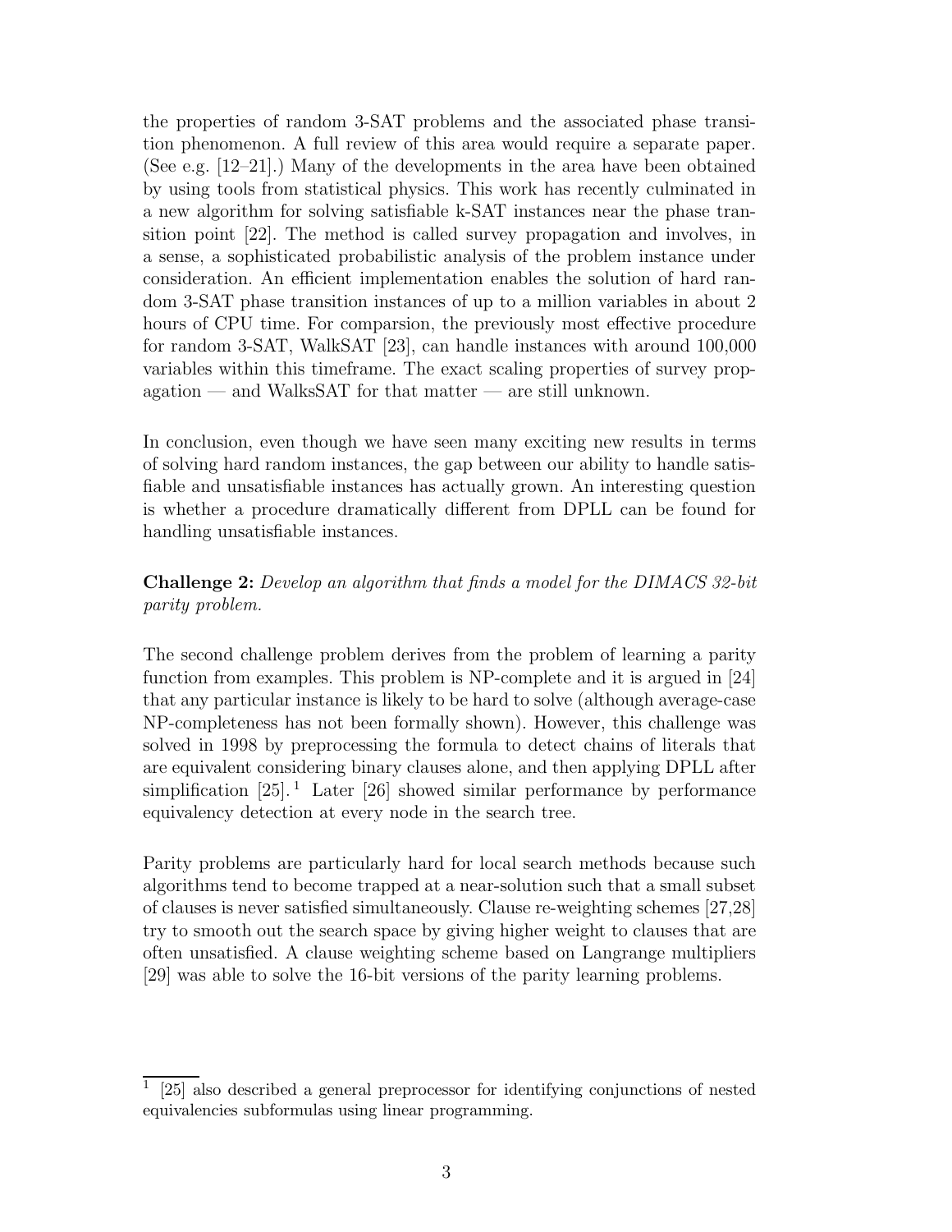the properties of random 3-SAT problems and the associated phase transition phenomenon. A full review of this area would require a separate paper. (See e.g. [12–21].) Many of the developments in the area have been obtained by using tools from statistical physics. This work has recently culminated in a new algorithm for solving satisfiable k-SAT instances near the phase transition point [22]. The method is called survey propagation and involves, in a sense, a sophisticated probabilistic analysis of the problem instance under consideration. An efficient implementation enables the solution of hard random 3-SAT phase transition instances of up to a million variables in about 2 hours of CPU time. For comparsion, the previously most effective procedure for random 3-SAT, WalkSAT [23], can handle instances with around 100,000 variables within this timeframe. The exact scaling properties of survey propagation — and WalksSAT for that matter — are still unknown.

In conclusion, even though we have seen many exciting new results in terms of solving hard random instances, the gap between our ability to handle satisfiable and unsatisfiable instances has actually grown. An interesting question is whether a procedure dramatically different from DPLL can be found for handling unsatisfiable instances.

**Challenge 2:** *Develop an algorithm that finds a model for the DIMACS 32-bit parity problem.*

The second challenge problem derives from the problem of learning a parity function from examples. This problem is NP-complete and it is argued in [24] that any particular instance is likely to be hard to solve (although average-case NP-completeness has not been formally shown). However, this challenge was solved in 1998 by preprocessing the formula to detect chains of literals that are equivalent considering binary clauses alone, and then applying DPLL after simplification [25].[1] Later [26] showed similar performance by performance equivalency detection at every node in the search tree.

Parity problems are particularly hard for local search methods because such algorithms tend to become trapped at a near-solution such that a small subset of clauses is never satisfied simultaneously. Clause re-weighting schemes [27,28] try to smooth out the search space by giving higher weight to clauses that are often unsatisfied. A clause weighting scheme based on Langrange multipliers [29] was able to solve the 16-bit versions of the parity learning problems.

[1] [25] also described a general preprocessor for identifying conjunctions of nested equivalencies subformulas using linear programming.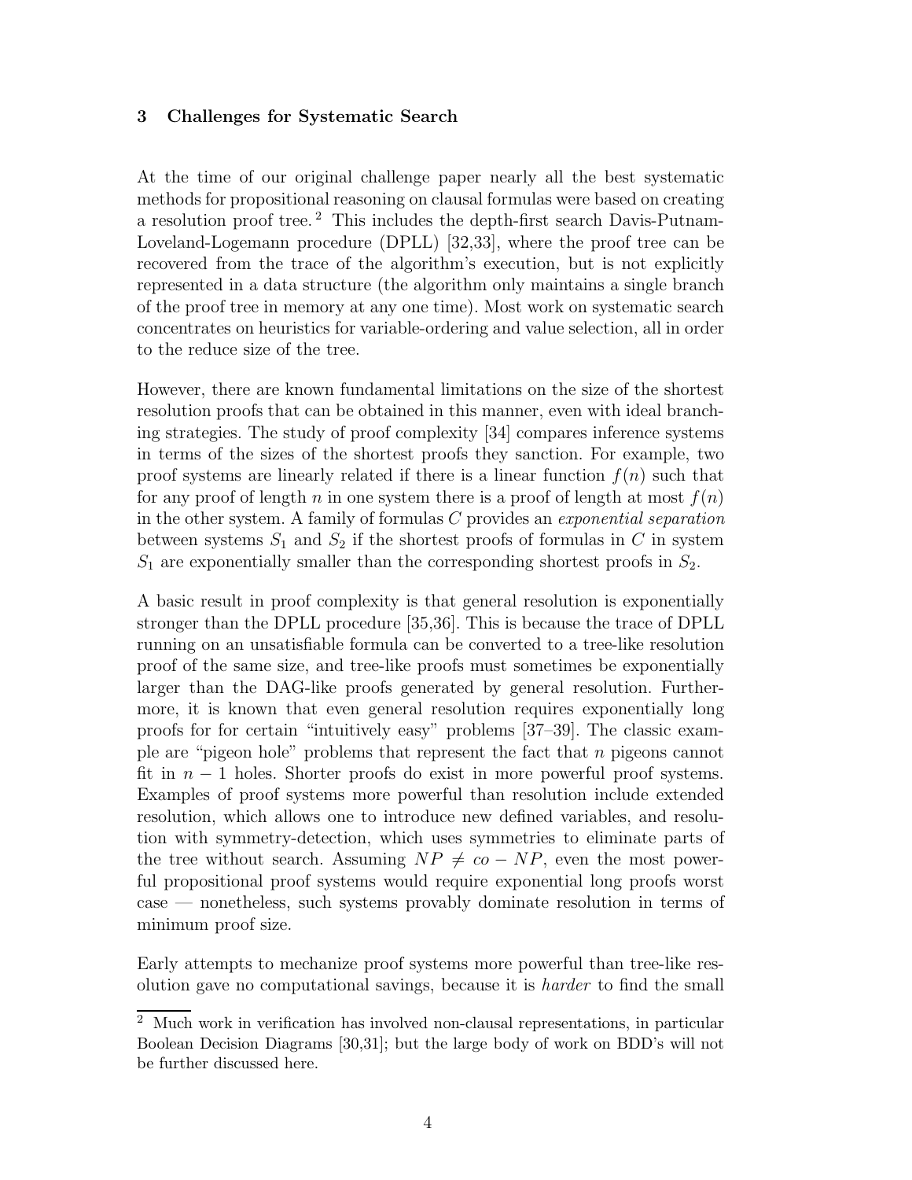## 3 Challenges for Systematic Search

At the time of our original challenge paper nearly all the best systematic methods for propositional reasoning on clausal formulas were based on creating a resolution proof tree.[2] This includes the depth-first search Davis-Putnam-Loveland-Logemann procedure (DPLL) [32,33], where the proof tree can be recovered from the trace of the algorithm's execution, but is not explicitly represented in a data structure (the algorithm only maintains a single branch of the proof tree in memory at any one time). Most work on systematic search concentrates on heuristics for variable-ordering and value selection, all in order to the reduce size of the tree.

However, there are known fundamental limitations on the size of the shortest resolution proofs that can be obtained in this manner, even with ideal branching strategies. The study of proof complexity [34] compares inference systems in terms of the sizes of the shortest proofs they sanction. For example, two proof systems are linearly related if there is a linear function $f(n)$ such that for any proof of length $n$ in one system there is a proof of length at most $f(n)$ in the other system. A family of formulas $C$ provides an *exponential separation* between systems $S_1$ and $S_2$ if the shortest proofs of formulas in $C$ in system $S_1$ are exponentially smaller than the corresponding shortest proofs in $S_2$.

A basic result in proof complexity is that general resolution is exponentially stronger than the DPLL procedure [35,36]. This is because the trace of DPLL running on an unsatisfiable formula can be converted to a tree-like resolution proof of the same size, and tree-like proofs must sometimes be exponentially larger than the DAG-like proofs generated by general resolution. Furthermore, it is known that even general resolution requires exponentially long proofs for for certain "intuitively easy" problems [37–39]. The classic example are "pigeon hole" problems that represent the fact that $n$ pigeons cannot fit in $n-1$ holes. Shorter proofs do exist in more powerful proof systems. Examples of proof systems more powerful than resolution include extended resolution, which allows one to introduce new defined variables, and resolution with symmetry-detection, which uses symmetries to eliminate parts of the tree without search. Assuming $NP \neq co-NP$, even the most powerful propositional proof systems would require exponential long proofs worst case — nonetheless, such systems provably dominate resolution in terms of minimum proof size.

Early attempts to mechanize proof systems more powerful than tree-like resolution gave no computational savings, because it is *harder* to find the small

[2] Much work in verification has involved non-clausal representations, in particular Boolean Decision Diagrams [30,31]; but the large body of work on BDD's will not be further discussed here.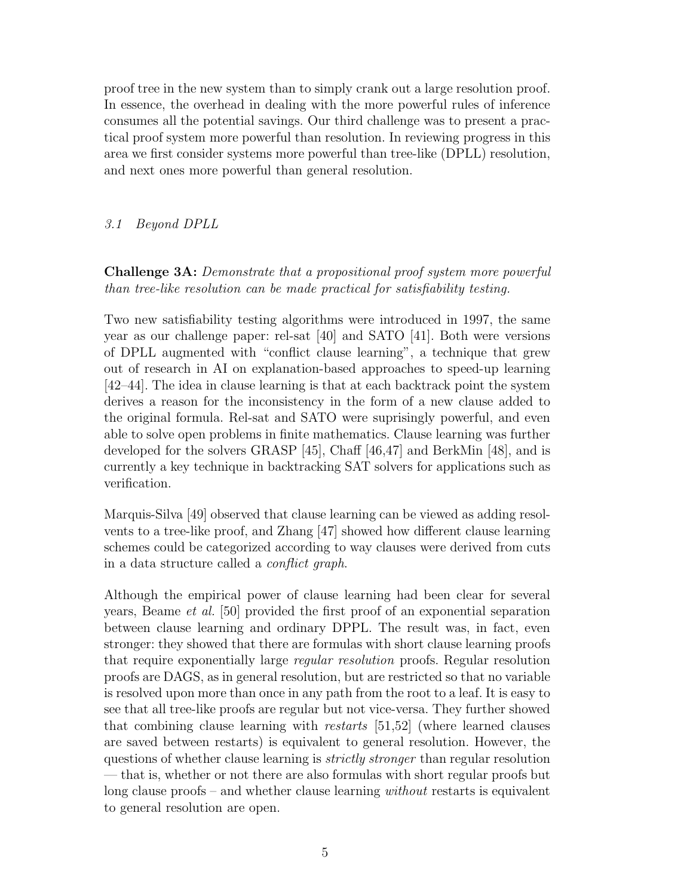proof tree in the new system than to simply crank out a large resolution proof. In essence, the overhead in dealing with the more powerful rules of inference consumes all the potential savings. Our third challenge was to present a practical proof system more powerful than resolution. In reviewing progress in this area we first consider systems more powerful than tree-like (DPLL) resolution, and next ones more powerful than general resolution.

### *3.1 Beyond DPLL*

**Challenge 3A:** *Demonstrate that a propositional proof system more powerful than tree-like resolution can be made practical for satisfiability testing.*

Two new satisfiability testing algorithms were introduced in 1997, the same year as our challenge paper: rel-sat [40] and SATO [41]. Both were versions of DPLL augmented with "conflict clause learning", a technique that grew out of research in AI on explanation-based approaches to speed-up learning [42–44]. The idea in clause learning is that at each backtrack point the system derives a reason for the inconsistency in the form of a new clause added to the original formula. Rel-sat and SATO were suprisingly powerful, and even able to solve open problems in finite mathematics. Clause learning was further developed for the solvers GRASP [45], Chaff [46,47] and BerkMin [48], and is currently a key technique in backtracking SAT solvers for applications such as verification.

Marquis-Silva [49] observed that clause learning can be viewed as adding resolvents to a tree-like proof, and Zhang [47] showed how different clause learning schemes could be categorized according to way clauses were derived from cuts in a data structure called a *conflict graph*.

Although the empirical power of clause learning had been clear for several years, Beame *et al.* [50] provided the first proof of an exponential separation between clause learning and ordinary DPPL. The result was, in fact, even stronger: they showed that there are formulas with short clause learning proofs that require exponentially large *regular resolution* proofs. Regular resolution proofs are DAGS, as in general resolution, but are restricted so that no variable is resolved upon more than once in any path from the root to a leaf. It is easy to see that all tree-like proofs are regular but not vice-versa. They further showed that combining clause learning with *restarts* [51,52] (where learned clauses are saved between restarts) is equivalent to general resolution. However, the questions of whether clause learning is *strictly stronger* than regular resolution — that is, whether or not there are also formulas with short regular proofs but long clause proofs – and whether clause learning *without* restarts is equivalent to general resolution are open.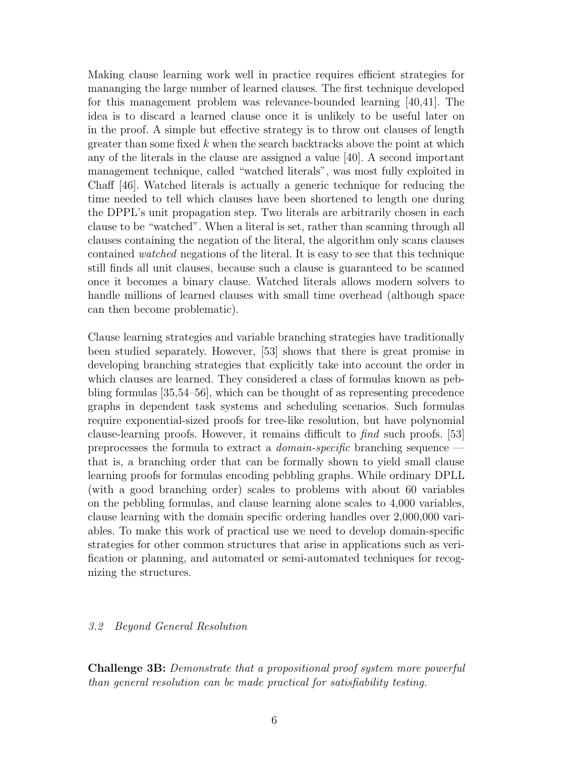Making clause learning work well in practice requires efficient strategies for mananging the large number of learned clauses. The first technique developed for this management problem was relevance-bounded learning [40,41]. The idea is to discard a learned clause once it is unlikely to be useful later on in the proof. A simple but effective strategy is to throw out clauses of length greater than some fixed $k$ when the search backtracks above the point at which any of the literals in the clause are assigned a value [40]. A second important management technique, called "watched literals", was most fully exploited in Chaff [46]. Watched literals is actually a generic technique for reducing the time needed to tell which clauses have been shortened to length one during the DPPL's unit propagation step. Two literals are arbitrarily chosen in each clause to be "watched". When a literal is set, rather than scanning through all clauses containing the negation of the literal, the algorithm only scans clauses contained *watched* negations of the literal. It is easy to see that this technique still finds all unit clauses, because such a clause is guaranteed to be scanned once it becomes a binary clause. Watched literals allows modern solvers to handle millions of learned clauses with small time overhead (although space can then become problematic).

Clause learning strategies and variable branching strategies have traditionally been studied separately. However, [53] shows that there is great promise in developing branching strategies that explicitly take into account the order in which clauses are learned. They considered a class of formulas known as pebbling formulas [35,54–56], which can be thought of as representing precedence graphs in dependent task systems and scheduling scenarios. Such formulas require exponential-sized proofs for tree-like resolution, but have polynomial clause-learning proofs. However, it remains difficult to *find* such proofs. [53] preprocesses the formula to extract a *domain-specific* branching sequence — that is, a branching order that can be formally shown to yield small clause learning proofs for formulas encoding pebbling graphs. While ordinary DPLL (with a good branching order) scales to problems with about 60 variables on the pebbling formulas, and clause learning alone scales to 4,000 variables, clause learning with the domain specific ordering handles over 2,000,000 variables. To make this work of practical use we need to develop domain-specific strategies for other common structures that arise in applications such as verification or planning, and automated or semi-automated techniques for recognizing the structures.

### *3.2 Beyond General Resolution*

**Challenge 3B:** *Demonstrate that a propositional proof system more powerful than general resolution can be made practical for satisfiability testing.*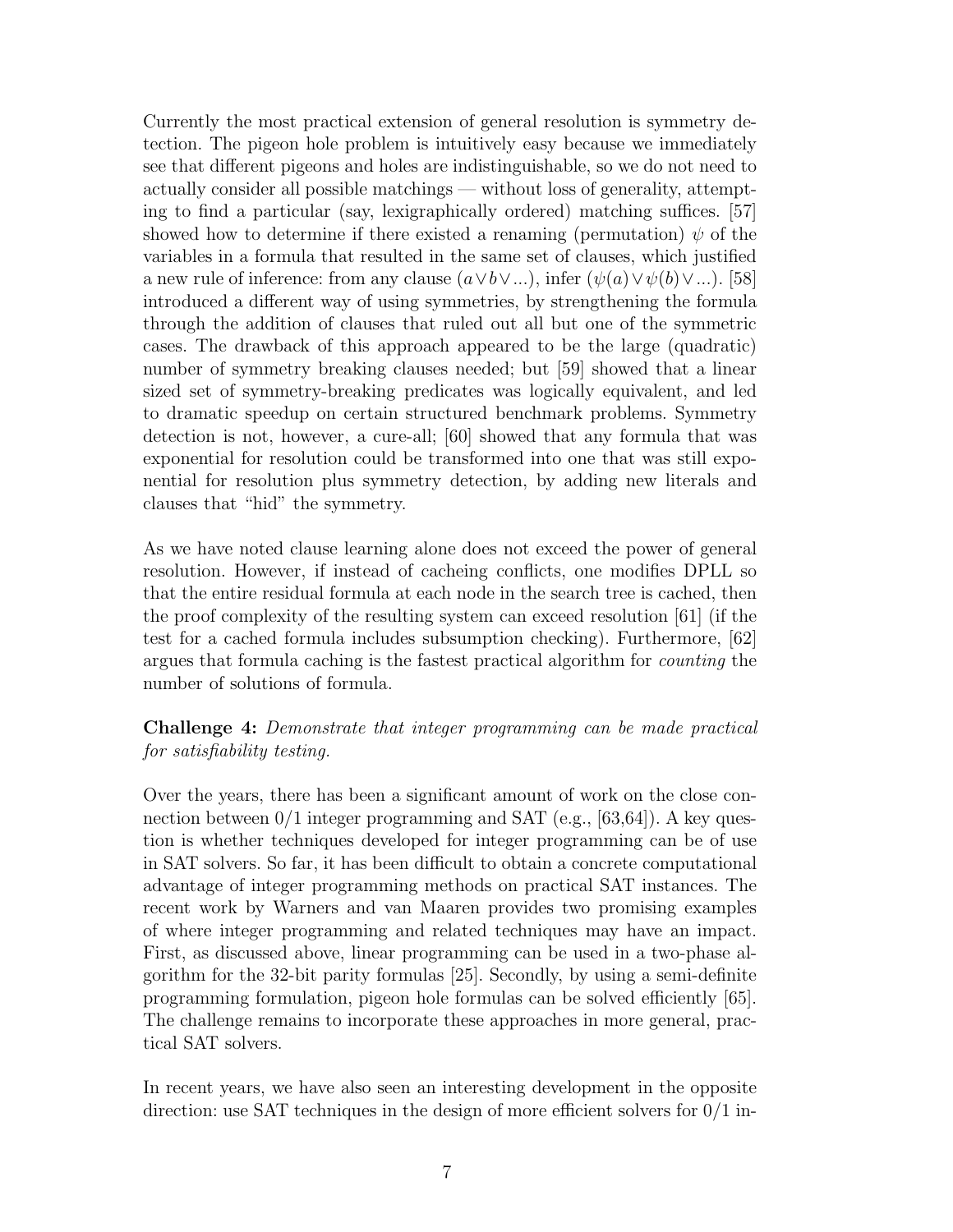Currently the most practical extension of general resolution is symmetry detection. The pigeon hole problem is intuitively easy because we immediately see that different pigeons and holes are indistinguishable, so we do not need to actually consider all possible matchings — without loss of generality, attempting to find a particular (say, lexigraphically ordered) matching suffices. [57] showed how to determine if there existed a renaming (permutation) $\psi$ of the variables in a formula that resulted in the same set of clauses, which justified a new rule of inference: from any clause $(a \vee b \vee ...)$, infer $(\psi(a) \vee \psi(b) \vee ...)$. [58] introduced a different way of using symmetries, by strengthening the formula through the addition of clauses that ruled out all but one of the symmetric cases. The drawback of this approach appeared to be the large (quadratic) number of symmetry breaking clauses needed; but [59] showed that a linear sized set of symmetry-breaking predicates was logically equivalent, and led to dramatic speedup on certain structured benchmark problems. Symmetry detection is not, however, a cure-all; [60] showed that any formula that was exponential for resolution could be transformed into one that was still exponential for resolution plus symmetry detection, by adding new literals and clauses that "hid" the symmetry.

As we have noted clause learning alone does not exceed the power of general resolution. However, if instead of cacheing conflicts, one modifies DPLL so that the entire residual formula at each node in the search tree is cached, then the proof complexity of the resulting system can exceed resolution [61] (if the test for a cached formula includes subsumption checking). Furthermore, [62] argues that formula caching is the fastest practical algorithm for *counting* the number of solutions of formula.

**Challenge 4:** *Demonstrate that integer programming can be made practical for satisfiability testing.*

Over the years, there has been a significant amount of work on the close connection between 0/1 integer programming and SAT (e.g., [63,64]). A key question is whether techniques developed for integer programming can be of use in SAT solvers. So far, it has been difficult to obtain a concrete computational advantage of integer programming methods on practical SAT instances. The recent work by Warners and van Maaren provides two promising examples of where integer programming and related techniques may have an impact. First, as discussed above, linear programming can be used in a two-phase algorithm for the 32-bit parity formulas [25]. Secondly, by using a semi-definite programming formulation, pigeon hole formulas can be solved efficiently [65]. The challenge remains to incorporate these approaches in more general, practical SAT solvers.

In recent years, we have also seen an interesting development in the opposite direction: use SAT techniques in the design of more efficient solvers for 0/1 in-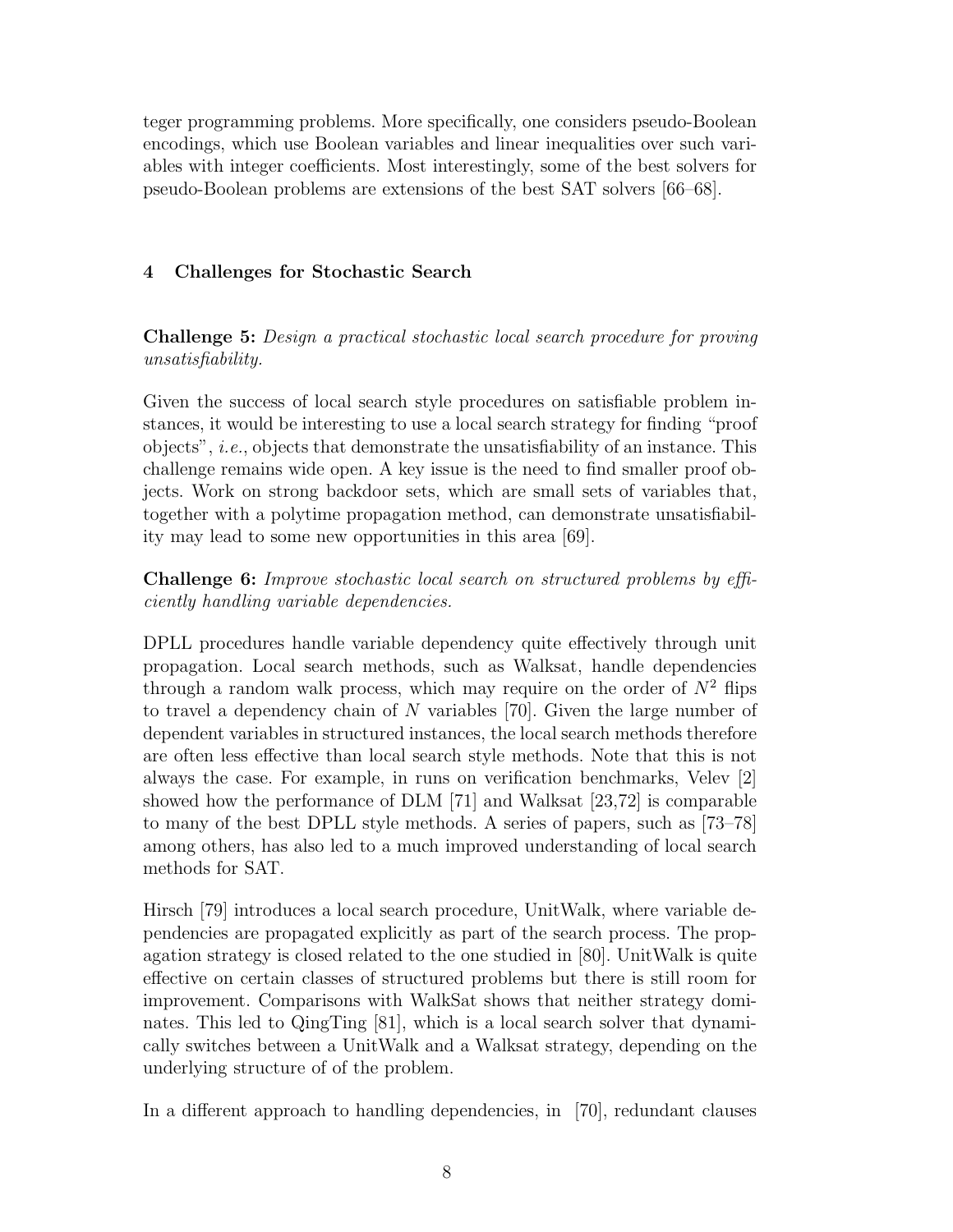teger programming problems. More specifically, one considers pseudo-Boolean encodings, which use Boolean variables and linear inequalities over such variables with integer coefficients. Most interestingly, some of the best solvers for pseudo-Boolean problems are extensions of the best SAT solvers [66–68].

## 4 Challenges for Stochastic Search

**Challenge 5:** *Design a practical stochastic local search procedure for proving unsatisfiability.*

Given the success of local search style procedures on satisfiable problem instances, it would be interesting to use a local search strategy for finding "proof objects", *i.e.*, objects that demonstrate the unsatisfiability of an instance. This challenge remains wide open. A key issue is the need to find smaller proof objects. Work on strong backdoor sets, which are small sets of variables that, together with a polytime propagation method, can demonstrate unsatisfiability may lead to some new opportunities in this area [69].

**Challenge 6:** *Improve stochastic local search on structured problems by efficiently handling variable dependencies.*

DPLL procedures handle variable dependency quite effectively through unit propagation. Local search methods, such as Walksat, handle dependencies through a random walk process, which may require on the order of $N^2$ flips to travel a dependency chain of $N$ variables [70]. Given the large number of dependent variables in structured instances, the local search methods therefore are often less effective than local search style methods. Note that this is not always the case. For example, in runs on verification benchmarks, Velev [2] showed how the performance of DLM [71] and Walksat [23,72] is comparable to many of the best DPLL style methods. A series of papers, such as [73–78] among others, has also led to a much improved understanding of local search methods for SAT.

Hirsch [79] introduces a local search procedure, UnitWalk, where variable dependencies are propagated explicitly as part of the search process. The propagation strategy is closed related to the one studied in [80]. UnitWalk is quite effective on certain classes of structured problems but there is still room for improvement. Comparisons with WalkSat shows that neither strategy dominates. This led to QingTing [81], which is a local search solver that dynamically switches between a UnitWalk and a Walksat strategy, depending on the underlying structure of of the problem.

In a different approach to handling dependencies, in [70], redundant clauses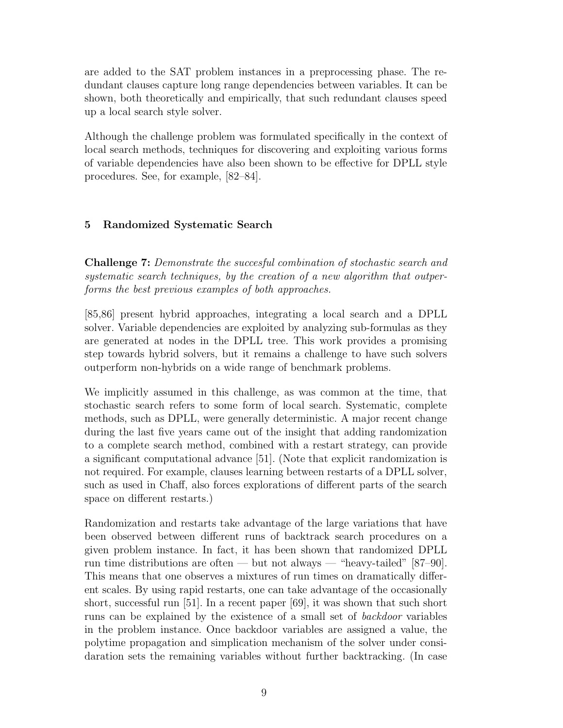are added to the SAT problem instances in a preprocessing phase. The redundant clauses capture long range dependencies between variables. It can be shown, both theoretically and empirically, that such redundant clauses speed up a local search style solver.

Although the challenge problem was formulated specifically in the context of local search methods, techniques for discovering and exploiting various forms of variable dependencies have also been shown to be effective for DPLL style procedures. See, for example, [82–84].

## 5 Randomized Systematic Search

**Challenge 7:** *Demonstrate the succesful combination of stochastic search and systematic search techniques, by the creation of a new algorithm that outperforms the best previous examples of both approaches.*

[85,86] present hybrid approaches, integrating a local search and a DPLL solver. Variable dependencies are exploited by analyzing sub-formulas as they are generated at nodes in the DPLL tree. This work provides a promising step towards hybrid solvers, but it remains a challenge to have such solvers outperform non-hybrids on a wide range of benchmark problems.

We implicitly assumed in this challenge, as was common at the time, that stochastic search refers to some form of local search. Systematic, complete methods, such as DPLL, were generally deterministic. A major recent change during the last five years came out of the insight that adding randomization to a complete search method, combined with a restart strategy, can provide a significant computational advance [51]. (Note that explicit randomization is not required. For example, clauses learning between restarts of a DPLL solver, such as used in Chaff, also forces explorations of different parts of the search space on different restarts.)

Randomization and restarts take advantage of the large variations that have been observed between different runs of backtrack search procedures on a given problem instance. In fact, it has been shown that randomized DPLL run time distributions are often — but not always — "heavy-tailed" [87–90]. This means that one observes a mixtures of run times on dramatically different scales. By using rapid restarts, one can take advantage of the occasionally short, successful run [51]. In a recent paper [69], it was shown that such short runs can be explained by the existence of a small set of *backdoor* variables in the problem instance. Once backdoor variables are assigned a value, the polytime propagation and simplication mechanism of the solver under considaration sets the remaining variables without further backtracking. (In case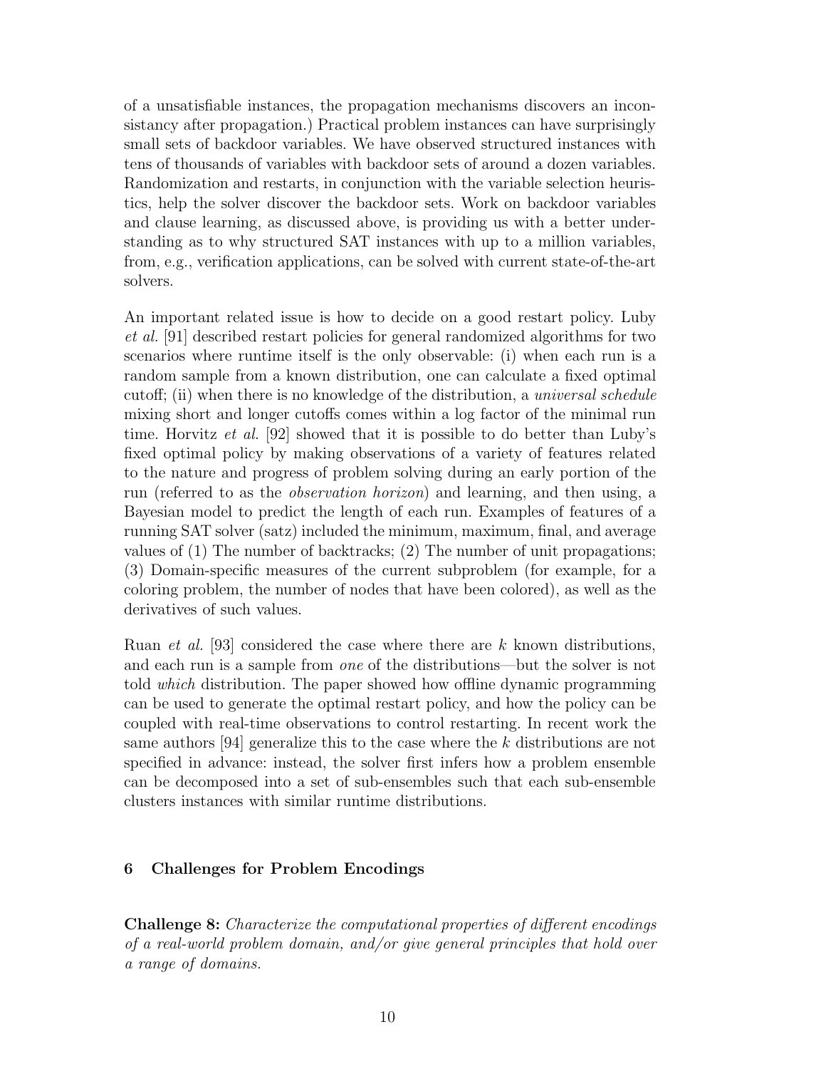of a unsatisfiable instances, the propagation mechanisms discovers an inconsistency after propagation.) Practical problem instances can have surprisingly small sets of backdoor variables. We have observed structured instances with tens of thousands of variables with backdoor sets of around a dozen variables. Randomization and restarts, in conjunction with the variable selection heuristics, help the solver discover the backdoor sets. Work on backdoor variables and clause learning, as discussed above, is providing us with a better understanding as to why structured SAT instances with up to a million variables, from, e.g., verification applications, can be solved with current state-of-the-art solvers.

An important related issue is how to decide on a good restart policy. Luby *et al.* [91] described restart policies for general randomized algorithms for two scenarios where runtime itself is the only observable: (i) when each run is a random sample from a known distribution, one can calculate a fixed optimal cutoff; (ii) when there is no knowledge of the distribution, a *universal schedule* mixing short and longer cutoffs comes within a log factor of the minimal run time. Horvitz *et al.* [92] showed that it is possible to do better than Luby's fixed optimal policy by making observations of a variety of features related to the nature and progress of problem solving during an early portion of the run (referred to as the *observation horizon*) and learning, and then using, a Bayesian model to predict the length of each run. Examples of features of a running SAT solver (satz) included the minimum, maximum, final, and average values of (1) The number of backtracks; (2) The number of unit propagations; (3) Domain-specific measures of the current subproblem (for example, for a coloring problem, the number of nodes that have been colored), as well as the derivatives of such values.

Ruan *et al.* [93] considered the case where there are $k$ known distributions, and each run is a sample from *one* of the distributions—but the solver is not told *which* distribution. The paper showed how offline dynamic programming can be used to generate the optimal restart policy, and how the policy can be coupled with real-time observations to control restarting. In recent work the same authors [94] generalize this to the case where the $k$ distributions are not specified in advance: instead, the solver first infers how a problem ensemble can be decomposed into a set of sub-ensembles such that each sub-ensemble clusters instances with similar runtime distributions.

## 6 Challenges for Problem Encodings

**Challenge 8:** *Characterize the computational properties of different encodings of a real-world problem domain, and/or give general principles that hold over a range of domains.*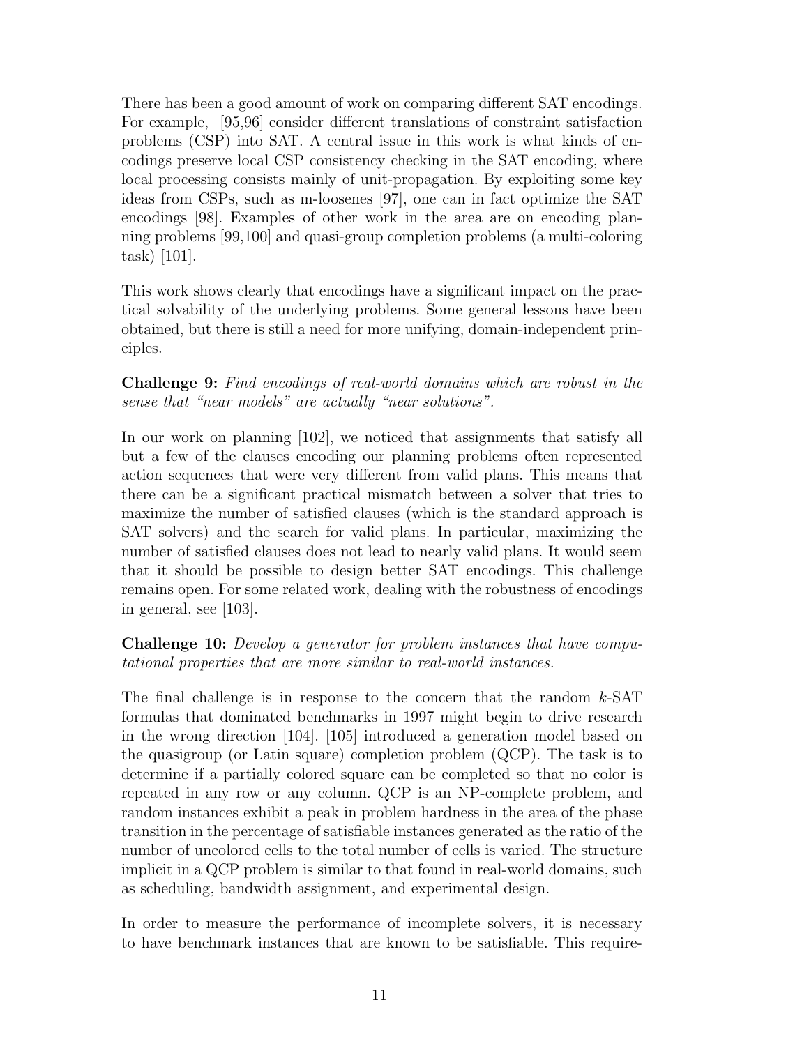There has been a good amount of work on comparing different SAT encodings. For example, [95,96] consider different translations of constraint satisfaction problems (CSP) into SAT. A central issue in this work is what kinds of encodings preserve local CSP consistency checking in the SAT encoding, where local processing consists mainly of unit-propagation. By exploiting some key ideas from CSPs, such as m-loosenes [97], one can in fact optimize the SAT encodings [98]. Examples of other work in the area are on encoding planning problems [99,100] and quasi-group completion problems (a multi-coloring task) [101].

This work shows clearly that encodings have a significant impact on the practical solvability of the underlying problems. Some general lessons have been obtained, but there is still a need for more unifying, domain-independent principles.

**Challenge 9:** *Find encodings of real-world domains which are robust in the sense that "near models" are actually "near solutions".*

In our work on planning [102], we noticed that assignments that satisfy all but a few of the clauses encoding our planning problems often represented action sequences that were very different from valid plans. This means that there can be a significant practical mismatch between a solver that tries to maximize the number of satisfied clauses (which is the standard approach is SAT solvers) and the search for valid plans. In particular, maximizing the number of satisfied clauses does not lead to nearly valid plans. It would seem that it should be possible to design better SAT encodings. This challenge remains open. For some related work, dealing with the robustness of encodings in general, see [103].

**Challenge 10:** *Develop a generator for problem instances that have computational properties that are more similar to real-world instances.*

The final challenge is in response to the concern that the random $k$-SAT formulas that dominated benchmarks in 1997 might begin to drive research in the wrong direction [104]. [105] introduced a generation model based on the quasigroup (or Latin square) completion problem (QCP). The task is to determine if a partially colored square can be completed so that no color is repeated in any row or any column. QCP is an NP-complete problem, and random instances exhibit a peak in problem hardness in the area of the phase transition in the percentage of satisfiable instances generated as the ratio of the number of uncolored cells to the total number of cells is varied. The structure implicit in a QCP problem is similar to that found in real-world domains, such as scheduling, bandwidth assignment, and experimental design.

In order to measure the performance of incomplete solvers, it is necessary to have benchmark instances that are known to be satisfiable. This require-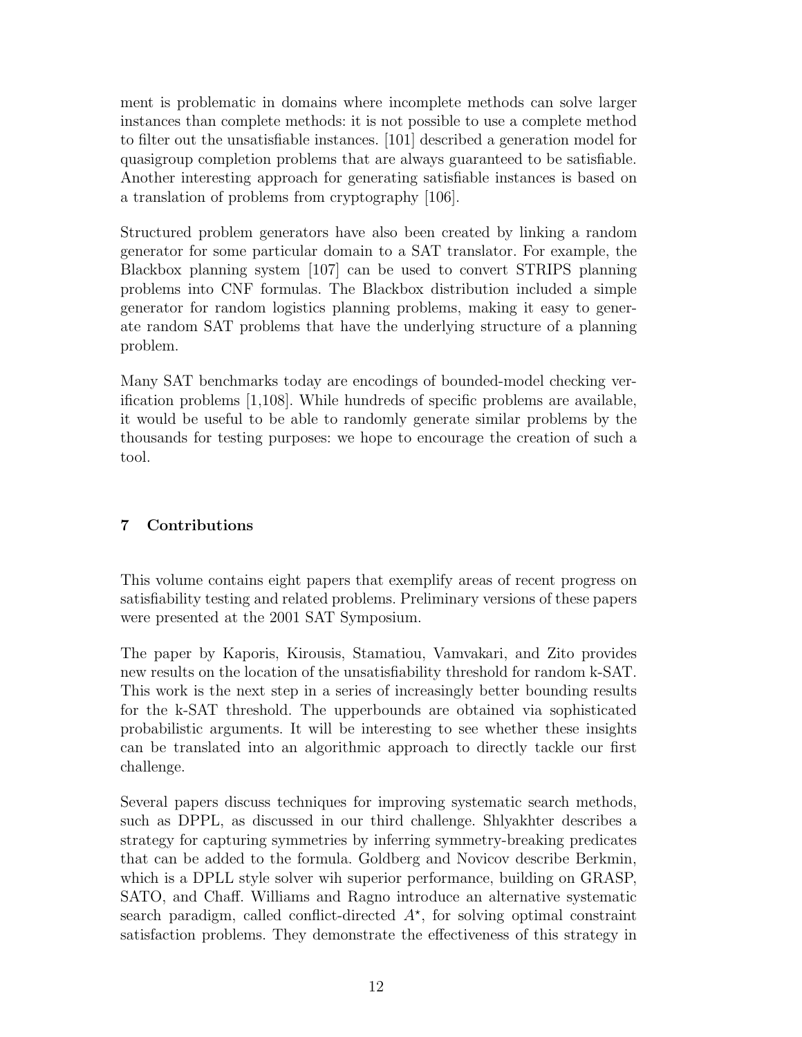ment is problematic in domains where incomplete methods can solve larger instances than complete methods: it is not possible to use a complete method to filter out the unsatisfiable instances. [101] described a generation model for quasigroup completion problems that are always guaranteed to be satisfiable. Another interesting approach for generating satisfiable instances is based on a translation of problems from cryptography [106].

Structured problem generators have also been created by linking a random generator for some particular domain to a SAT translator. For example, the Blackbox planning system [107] can be used to convert STRIPS planning problems into CNF formulas. The Blackbox distribution included a simple generator for random logistics planning problems, making it easy to generate random SAT problems that have the underlying structure of a planning problem.

Many SAT benchmarks today are encodings of bounded-model checking verification problems [1,108]. While hundreds of specific problems are available, it would be useful to be able to randomly generate similar problems by the thousands for testing purposes: we hope to encourage the creation of such a tool.

## 7 Contributions

This volume contains eight papers that exemplify areas of recent progress on satisfiability testing and related problems. Preliminary versions of these papers were presented at the 2001 SAT Symposium.

The paper by Kaporis, Kirousis, Stamatiou, Vamvakari, and Zito provides new results on the location of the unsatisfiability threshold for random k-SAT. This work is the next step in a series of increasingly better bounding results for the k-SAT threshold. The upperbounds are obtained via sophisticated probabilistic arguments. It will be interesting to see whether these insights can be translated into an algorithmic approach to directly tackle our first challenge.

Several papers discuss techniques for improving systematic search methods, such as DPPL, as discussed in our third challenge. Shlyakhter describes a strategy for capturing symmetries by inferring symmetry-breaking predicates that can be added to the formula. Goldberg and Novicov describe Berkmin, which is a DPLL style solver wih superior performance, building on GRASP, SATO, and Chaff. Williams and Ragno introduce an alternative systematic search paradigm, called conflict-directed $A^\star$, for solving optimal constraint satisfaction problems. They demonstrate the effectiveness of this strategy in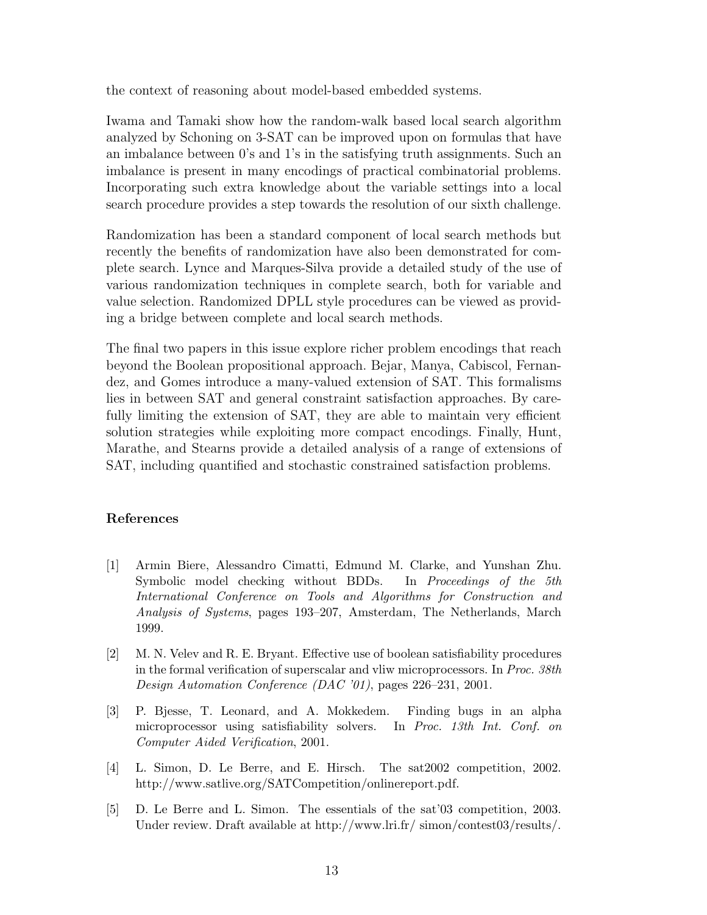the context of reasoning about model-based embedded systems.

Iwama and Tamaki show how the random-walk based local search algorithm analyzed by Schoning on 3-SAT can be improved upon on formulas that have an imbalance between 0's and 1's in the satisfying truth assignments. Such an imbalance is present in many encodings of practical combinatorial problems. Incorporating such extra knowledge about the variable settings into a local search procedure provides a step towards the resolution of our sixth challenge.

Randomization has been a standard component of local search methods but recently the benefits of randomization have also been demonstrated for complete search. Lynce and Marques-Silva provide a detailed study of the use of various randomization techniques in complete search, both for variable and value selection. Randomized DPLL style procedures can be viewed as providing a bridge between complete and local search methods.

The final two papers in this issue explore richer problem encodings that reach beyond the Boolean propositional approach. Bejar, Manya, Cabiscol, Fernandez, and Gomes introduce a many-valued extension of SAT. This formalisms lies in between SAT and general constraint satisfaction approaches. By carefully limiting the extension of SAT, they are able to maintain very efficient solution strategies while exploiting more compact encodings. Finally, Hunt, Marathe, and Stearns provide a detailed analysis of a range of extensions of SAT, including quantified and stochastic constrained satisfaction problems.

## References

[1] Armin Biere, Alessandro Cimatti, Edmund M. Clarke, and Yunshan Zhu. Symbolic model checking without BDDs. In *Proceedings of the 5th International Conference on Tools and Algorithms for Construction and Analysis of Systems*, pages 193–207, Amsterdam, The Netherlands, March 1999.

[2] M. N. Velev and R. E. Bryant. Effective use of boolean satisfiability procedures in the formal verification of superscalar and vliw microprocessors. In *Proc. 38th Design Automation Conference (DAC '01)*, pages 226–231, 2001.

[3] P. Bjesse, T. Leonard, and A. Mokkedem. Finding bugs in an alpha microprocessor using satisfiability solvers. In *Proc. 13th Int. Conf. on Computer Aided Verification*, 2001.

[4] L. Simon, D. Le Berre, and E. Hirsch. The sat2002 competition, 2002. http://www.satlive.org/SATCompetition/onlinereport.pdf.

[5] D. Le Berre and L. Simon. The essentials of the sat'03 competition, 2003. Under review. Draft available at http://www.lri.fr/ simon/contest03/results/.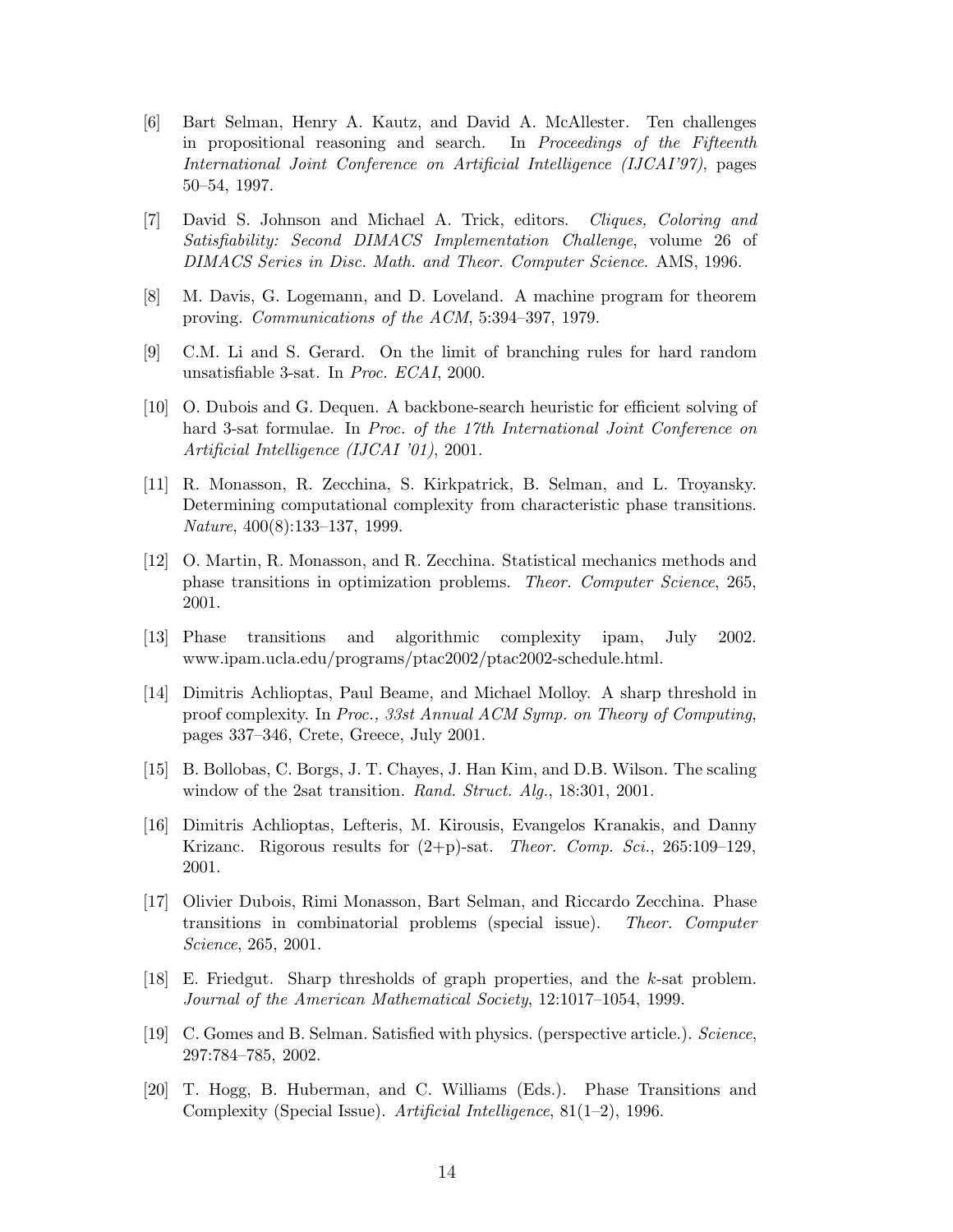[6] Bart Selman, Henry A. Kautz, and David A. McAllester. Ten challenges in propositional reasoning and search. In *Proceedings of the Fifteenth International Joint Conference on Artificial Intelligence (IJCAI'97)*, pages 50–54, 1997.

[7] David S. Johnson and Michael A. Trick, editors. *Cliques, Coloring and Satisfiability: Second DIMACS Implementation Challenge*, volume 26 of *DIMACS Series in Disc. Math. and Theor. Computer Science*. AMS, 1996.

[8] M. Davis, G. Logemann, and D. Loveland. A machine program for theorem proving. *Communications of the ACM*, 5:394–397, 1979.

[9] C.M. Li and S. Gerard. On the limit of branching rules for hard random unsatisfiable 3-sat. In *Proc. ECAI*, 2000.

[10] O. Dubois and G. Dequen. A backbone-search heuristic for efficient solving of hard 3-sat formulae. In *Proc. of the 17th International Joint Conference on Artificial Intelligence (IJCAI '01)*, 2001.

[11] R. Monasson, R. Zecchina, S. Kirkpatrick, B. Selman, and L. Troyansky. Determining computational complexity from characteristic phase transitions. *Nature*, 400(8):133–137, 1999.

[12] O. Martin, R. Monasson, and R. Zecchina. Statistical mechanics methods and phase transitions in optimization problems. *Theor. Computer Science*, 265, 2001.

[13] Phase transitions and algorithmic complexity ipam, July 2002. www.ipam.ucla.edu/programs/ptac2002/ptac2002-schedule.html.

[14] Dimitris Achlioptas, Paul Beame, and Michael Molloy. A sharp threshold in proof complexity. In *Proc., 33st Annual ACM Symp. on Theory of Computing*, pages 337–346, Crete, Greece, July 2001.

[15] B. Bollobas, C. Borgs, J. T. Chayes, J. Han Kim, and D.B. Wilson. The scaling window of the 2sat transition. *Rand. Struct. Alg.*, 18:301, 2001.

[16] Dimitris Achlioptas, Lefteris, M. Kirousis, Evangelos Kranakis, and Danny Krizanc. Rigorous results for (2+p)-sat. *Theor. Comp. Sci.*, 265:109–129, 2001.

[17] Olivier Dubois, Rimi Monasson, Bart Selman, and Riccardo Zecchina. Phase transitions in combinatorial problems (special issue). *Theor. Computer Science*, 265, 2001.

[18] E. Friedgut. Sharp thresholds of graph properties, and the *k*-sat problem. *Journal of the American Mathematical Society*, 12:1017–1054, 1999.

[19] C. Gomes and B. Selman. Satisfied with physics. (perspective article.). *Science*, 297:784–785, 2002.

[20] T. Hogg, B. Huberman, and C. Williams (Eds.). Phase Transitions and Complexity (Special Issue). *Artificial Intelligence*, 81(1–2), 1996.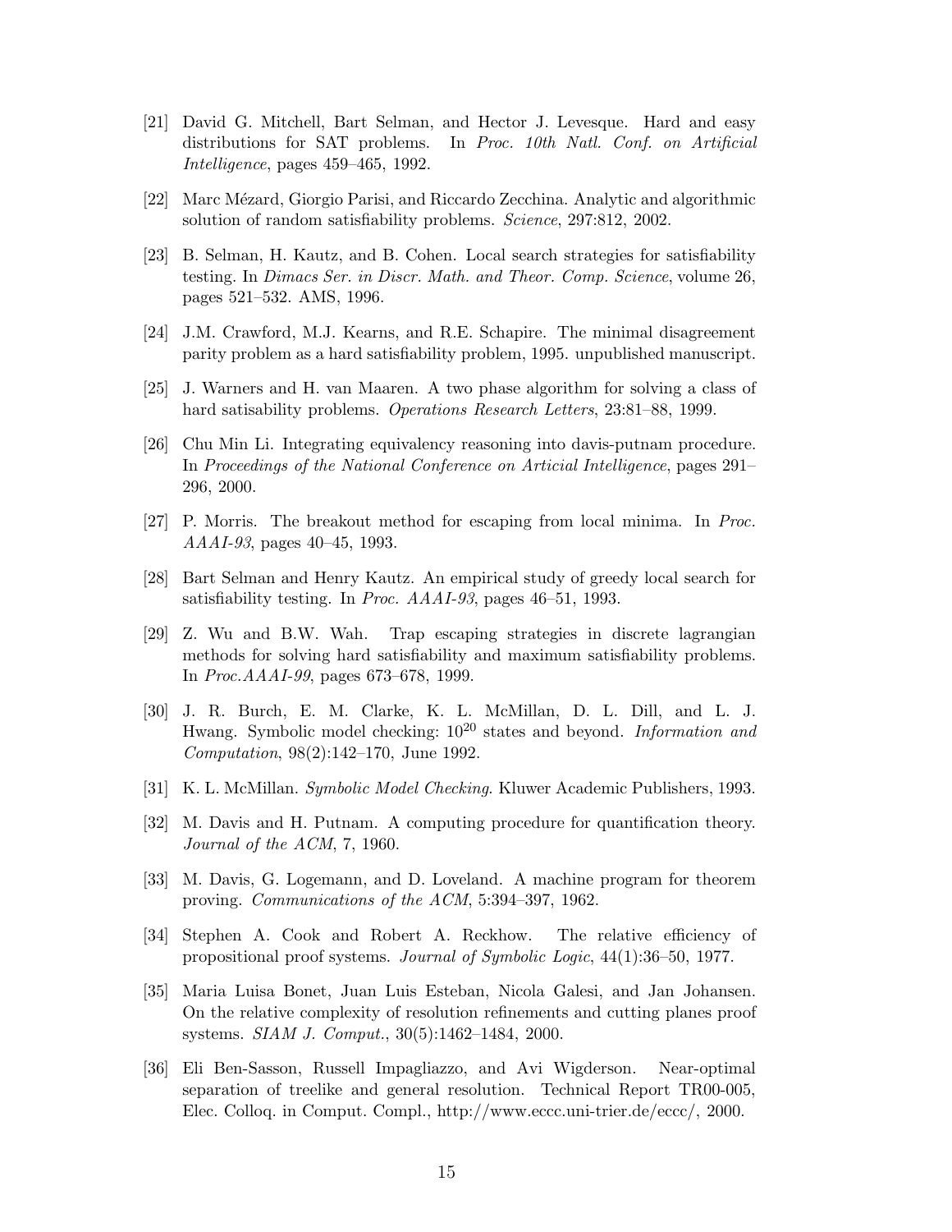[21] David G. Mitchell, Bart Selman, and Hector J. Levesque. Hard and easy distributions for SAT problems. In *Proc. 10th Natl. Conf. on Artificial Intelligence*, pages 459–465, 1992.

[22] Marc Mézard, Giorgio Parisi, and Riccardo Zecchina. Analytic and algorithmic solution of random satisfiability problems. *Science*, 297:812, 2002.

[23] B. Selman, H. Kautz, and B. Cohen. Local search strategies for satisfiability testing. In *Dimacs Ser. in Discr. Math. and Theor. Comp. Science*, volume 26, pages 521–532. AMS, 1996.

[24] J.M. Crawford, M.J. Kearns, and R.E. Schapire. The minimal disagreement parity problem as a hard satisfiability problem, 1995. unpublished manuscript.

[25] J. Warners and H. van Maaren. A two phase algorithm for solving a class of hard satisability problems. *Operations Research Letters*, 23:81–88, 1999.

[26] Chu Min Li. Integrating equivalency reasoning into davis-putnam procedure. In *Proceedings of the National Conference on Articial Intelligence*, pages 291–296, 2000.

[27] P. Morris. The breakout method for escaping from local minima. In *Proc. AAAI-93*, pages 40–45, 1993.

[28] Bart Selman and Henry Kautz. An empirical study of greedy local search for satisfiability testing. In *Proc. AAAI-93*, pages 46–51, 1993.

[29] Z. Wu and B.W. Wah. Trap escaping strategies in discrete lagrangian methods for solving hard satisfiability and maximum satisfiability problems. In *Proc.AAAI-99*, pages 673–678, 1999.

[30] J. R. Burch, E. M. Clarke, K. L. McMillan, D. L. Dill, and L. J. Hwang. Symbolic model checking: $10^{20}$ states and beyond. *Information and Computation*, 98(2):142–170, June 1992.

[31] K. L. McMillan. *Symbolic Model Checking*. Kluwer Academic Publishers, 1993.

[32] M. Davis and H. Putnam. A computing procedure for quantification theory. *Journal of the ACM*, 7, 1960.

[33] M. Davis, G. Logemann, and D. Loveland. A machine program for theorem proving. *Communications of the ACM*, 5:394–397, 1962.

[34] Stephen A. Cook and Robert A. Reckhow. The relative efficiency of propositional proof systems. *Journal of Symbolic Logic*, 44(1):36–50, 1977.

[35] Maria Luisa Bonet, Juan Luis Esteban, Nicola Galesi, and Jan Johansen. On the relative complexity of resolution refinements and cutting planes proof systems. *SIAM J. Comput.*, 30(5):1462–1484, 2000.

[36] Eli Ben-Sasson, Russell Impagliazzo, and Avi Wigderson. Near-optimal separation of treelike and general resolution. Technical Report TR00-005, Elec. Colloq. in Comput. Compl., http://www.eccc.uni-trier.de/eccc/, 2000.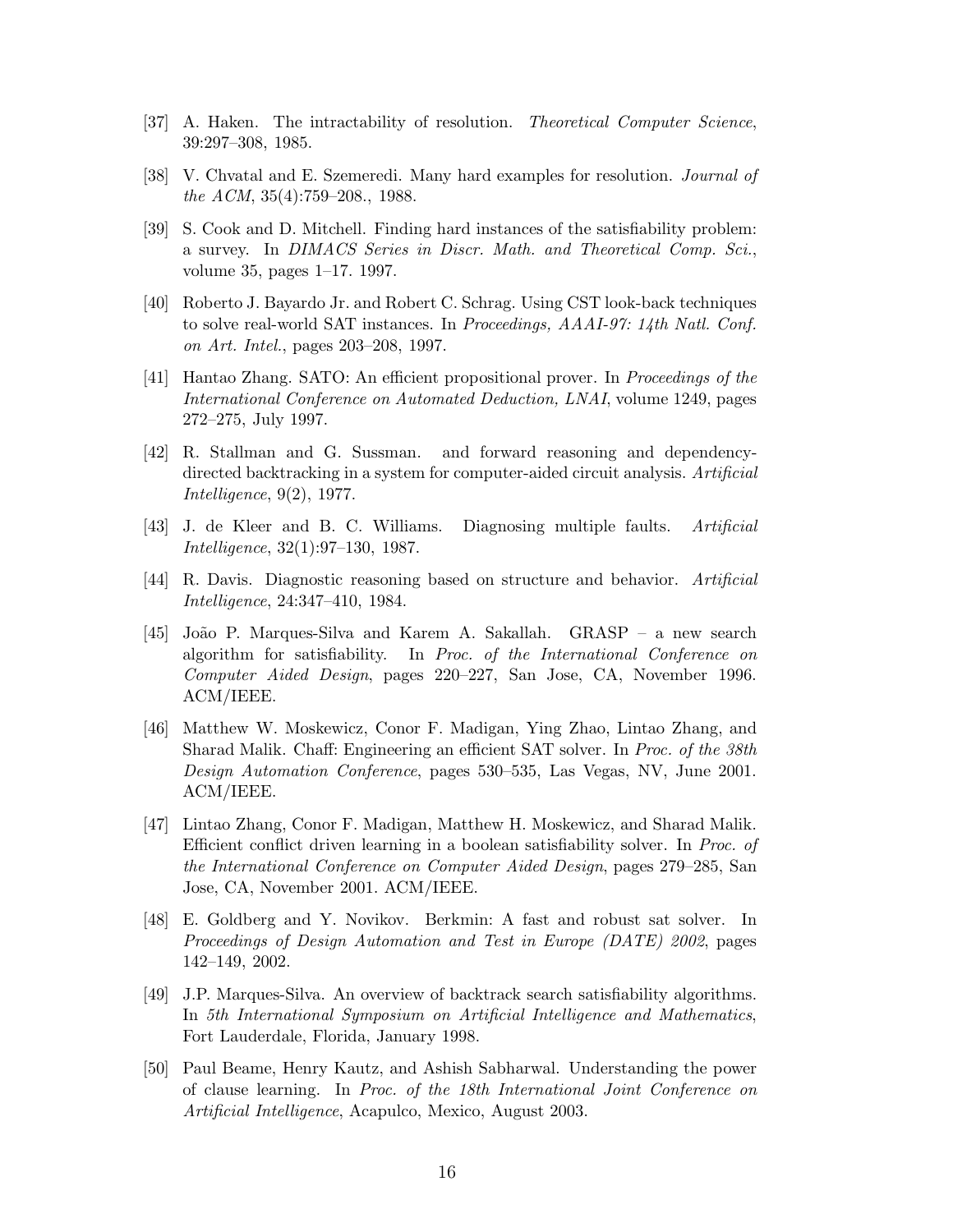[37] A. Haken. The intractability of resolution. *Theoretical Computer Science*, 39:297–308, 1985.

[38] V. Chvatal and E. Szemeredi. Many hard examples for resolution. *Journal of the ACM*, 35(4):759–208., 1988.

[39] S. Cook and D. Mitchell. Finding hard instances of the satisfiability problem: a survey. In *DIMACS Series in Discr. Math. and Theoretical Comp. Sci.*, volume 35, pages 1–17. 1997.

[40] Roberto J. Bayardo Jr. and Robert C. Schrag. Using CST look-back techniques to solve real-world SAT instances. In *Proceedings, AAAI-97: 14th Natl. Conf. on Art. Intel.*, pages 203–208, 1997.

[41] Hantao Zhang. SATO: An efficient propositional prover. In *Proceedings of the International Conference on Automated Deduction, LNAI*, volume 1249, pages 272–275, July 1997.

[42] R. Stallman and G. Sussman. and forward reasoning and dependency-directed backtracking in a system for computer-aided circuit analysis. *Artificial Intelligence*, 9(2), 1977.

[43] J. de Kleer and B. C. Williams. Diagnosing multiple faults. *Artificial Intelligence*, 32(1):97–130, 1987.

[44] R. Davis. Diagnostic reasoning based on structure and behavior. *Artificial Intelligence*, 24:347–410, 1984.

[45] João P. Marques-Silva and Karem A. Sakallah. GRASP – a new search algorithm for satisfiability. In *Proc. of the International Conference on Computer Aided Design*, pages 220–227, San Jose, CA, November 1996. ACM/IEEE.

[46] Matthew W. Moskewicz, Conor F. Madigan, Ying Zhao, Lintao Zhang, and Sharad Malik. Chaff: Engineering an efficient SAT solver. In *Proc. of the 38th Design Automation Conference*, pages 530–535, Las Vegas, NV, June 2001. ACM/IEEE.

[47] Lintao Zhang, Conor F. Madigan, Matthew H. Moskewicz, and Sharad Malik. Efficient conflict driven learning in a boolean satisfiability solver. In *Proc. of the International Conference on Computer Aided Design*, pages 279–285, San Jose, CA, November 2001. ACM/IEEE.

[48] E. Goldberg and Y. Novikov. Berkmin: A fast and robust sat solver. In *Proceedings of Design Automation and Test in Europe (DATE) 2002*, pages 142–149, 2002.

[49] J.P. Marques-Silva. An overview of backtrack search satisfiability algorithms. In *5th International Symposium on Artificial Intelligence and Mathematics*, Fort Lauderdale, Florida, January 1998.

[50] Paul Beame, Henry Kautz, and Ashish Sabharwal. Understanding the power of clause learning. In *Proc. of the 18th International Joint Conference on Artificial Intelligence*, Acapulco, Mexico, August 2003.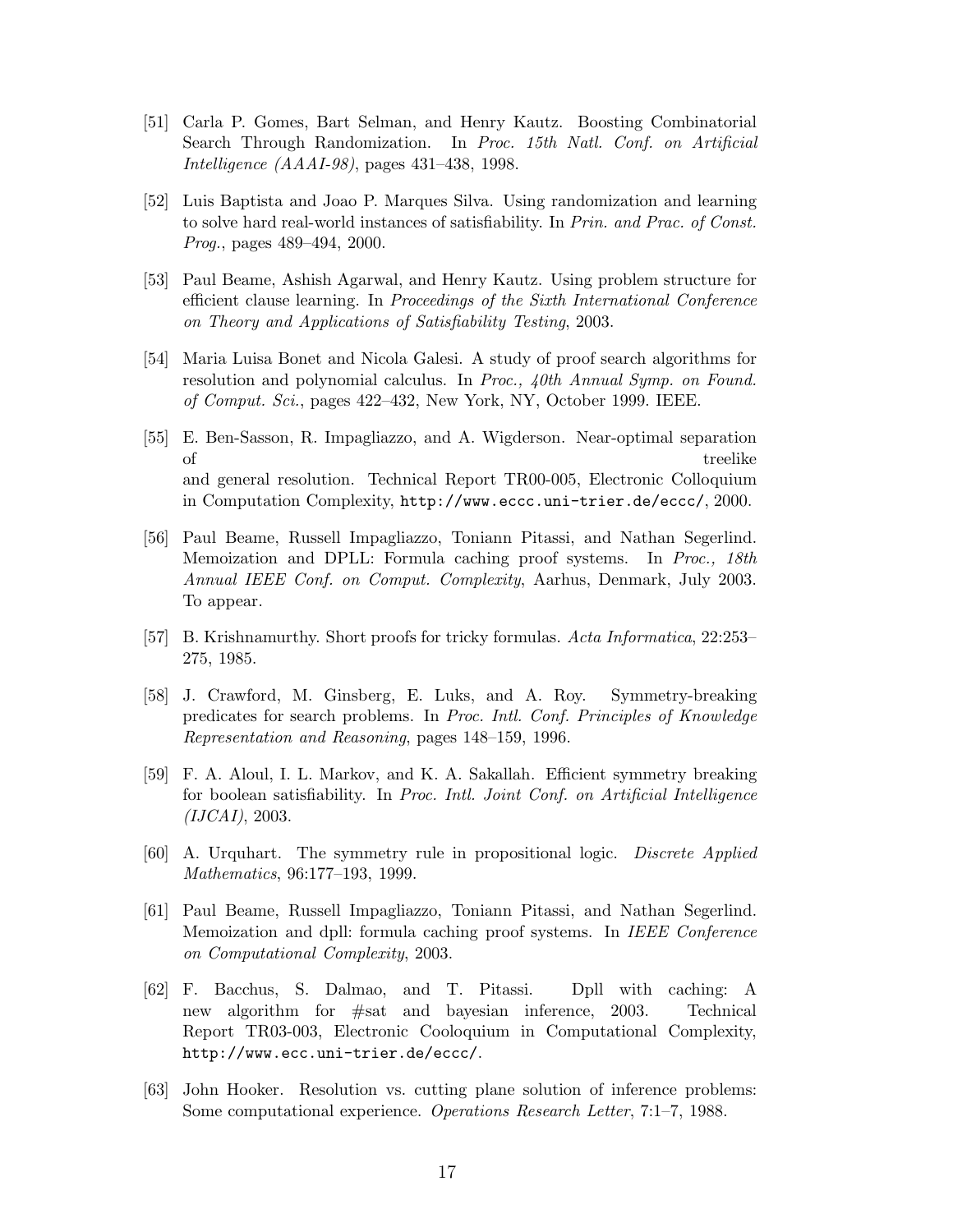[51] Carla P. Gomes, Bart Selman, and Henry Kautz. Boosting Combinatorial Search Through Randomization. In *Proc. 15th Natl. Conf. on Artificial Intelligence (AAAI-98)*, pages 431–438, 1998.

[52] Luis Baptista and Joao P. Marques Silva. Using randomization and learning to solve hard real-world instances of satisfiability. In *Prin. and Prac. of Const. Prog.*, pages 489–494, 2000.

[53] Paul Beame, Ashish Agarwal, and Henry Kautz. Using problem structure for efficient clause learning. In *Proceedings of the Sixth International Conference on Theory and Applications of Satisfiability Testing*, 2003.

[54] Maria Luisa Bonet and Nicola Galesi. A study of proof search algorithms for resolution and polynomial calculus. In *Proc., 40th Annual Symp. on Found. of Comput. Sci.*, pages 422–432, New York, NY, October 1999. IEEE.

[55] E. Ben-Sasson, R. Impagliazzo, and A. Wigderson. Near-optimal separation of treelike and general resolution. Technical Report TR00-005, Electronic Colloquium in Computation Complexity, `http://www.eccc.uni-trier.de/eccc/`, 2000.

[56] Paul Beame, Russell Impagliazzo, Toniann Pitassi, and Nathan Segerlind. Memoization and DPLL: Formula caching proof systems. In *Proc., 18th Annual IEEE Conf. on Comput. Complexity*, Aarhus, Denmark, July 2003. To appear.

[57] B. Krishnamurthy. Short proofs for tricky formulas. *Acta Informatica*, 22:253–275, 1985.

[58] J. Crawford, M. Ginsberg, E. Luks, and A. Roy. Symmetry-breaking predicates for search problems. In *Proc. Intl. Conf. Principles of Knowledge Representation and Reasoning*, pages 148–159, 1996.

[59] F. A. Aloul, I. L. Markov, and K. A. Sakallah. Efficient symmetry breaking for boolean satisfiability. In *Proc. Intl. Joint Conf. on Artificial Intelligence (IJCAI)*, 2003.

[60] A. Urquhart. The symmetry rule in propositional logic. *Discrete Applied Mathematics*, 96:177–193, 1999.

[61] Paul Beame, Russell Impagliazzo, Toniann Pitassi, and Nathan Segerlind. Memoization and dpll: formula caching proof systems. In *IEEE Conference on Computational Complexity*, 2003.

[62] F. Bacchus, S. Dalmao, and T. Pitassi. Dpll with caching: A new algorithm for #sat and bayesian inference, 2003. Technical Report TR03-003, Electronic Cooloquium in Computational Complexity, `http://www.ecc.uni-trier.de/eccc/`.

[63] John Hooker. Resolution vs. cutting plane solution of inference problems: Some computational experience. *Operations Research Letter*, 7:1–7, 1988.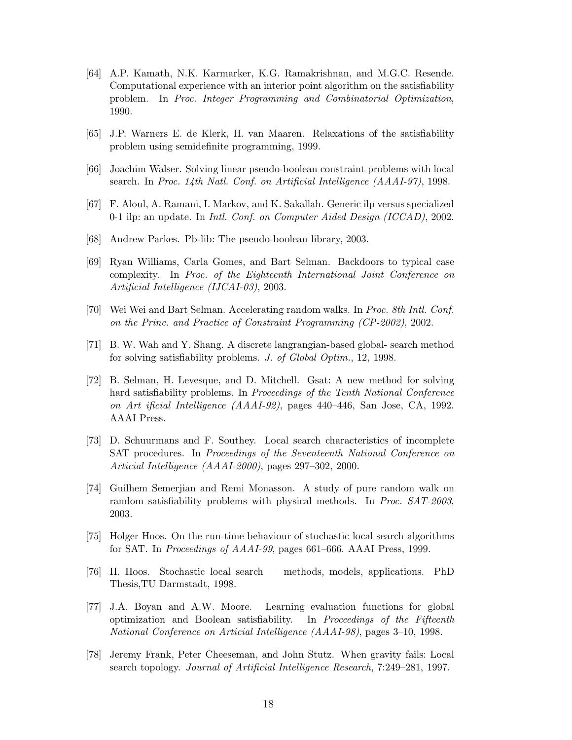[64] A.P. Kamath, N.K. Karmarker, K.G. Ramakrishnan, and M.G.C. Resende. Computational experience with an interior point algorithm on the satisfiability problem. In *Proc. Integer Programming and Combinatorial Optimization*, 1990.

[65] J.P. Warners E. de Klerk, H. van Maaren. Relaxations of the satisfiability problem using semidefinite programming, 1999.

[66] Joachim Walser. Solving linear pseudo-boolean constraint problems with local search. In *Proc. 14th Natl. Conf. on Artificial Intelligence (AAAI-97)*, 1998.

[67] F. Aloul, A. Ramani, I. Markov, and K. Sakallah. Generic ilp versus specialized 0-1 ilp: an update. In *Intl. Conf. on Computer Aided Design (ICCAD)*, 2002.

[68] Andrew Parkes. Pb-lib: The pseudo-boolean library, 2003.

[69] Ryan Williams, Carla Gomes, and Bart Selman. Backdoors to typical case complexity. In *Proc. of the Eighteenth International Joint Conference on Artificial Intelligence (IJCAI-03)*, 2003.

[70] Wei Wei and Bart Selman. Accelerating random walks. In *Proc. 8th Intl. Conf. on the Princ. and Practice of Constraint Programming (CP-2002)*, 2002.

[71] B. W. Wah and Y. Shang. A discrete langrangian-based global- search method for solving satisfiability problems. *J. of Global Optim.*, 12, 1998.

[72] B. Selman, H. Levesque, and D. Mitchell. Gsat: A new method for solving hard satisfiability problems. In *Proceedings of the Tenth National Conference on Art ificial Intelligence (AAAI-92)*, pages 440–446, San Jose, CA, 1992. AAAI Press.

[73] D. Schuurmans and F. Southey. Local search characteristics of incomplete SAT procedures. In *Proceedings of the Seventeenth National Conference on Articial Intelligence (AAAI-2000)*, pages 297–302, 2000.

[74] Guilhem Semerjian and Remi Monasson. A study of pure random walk on random satisfiability problems with physical methods. In *Proc. SAT-2003*, 2003.

[75] Holger Hoos. On the run-time behaviour of stochastic local search algorithms for SAT. In *Proceedings of AAAI-99*, pages 661–666. AAAI Press, 1999.

[76] H. Hoos. Stochastic local search — methods, models, applications. PhD Thesis,TU Darmstadt, 1998.

[77] J.A. Boyan and A.W. Moore. Learning evaluation functions for global optimization and Boolean satisfiability. In *Proceedings of the Fifteenth National Conference on Articial Intelligence (AAAI-98)*, pages 3–10, 1998.

[78] Jeremy Frank, Peter Cheeseman, and John Stutz. When gravity fails: Local search topology. *Journal of Artificial Intelligence Research*, 7:249–281, 1997.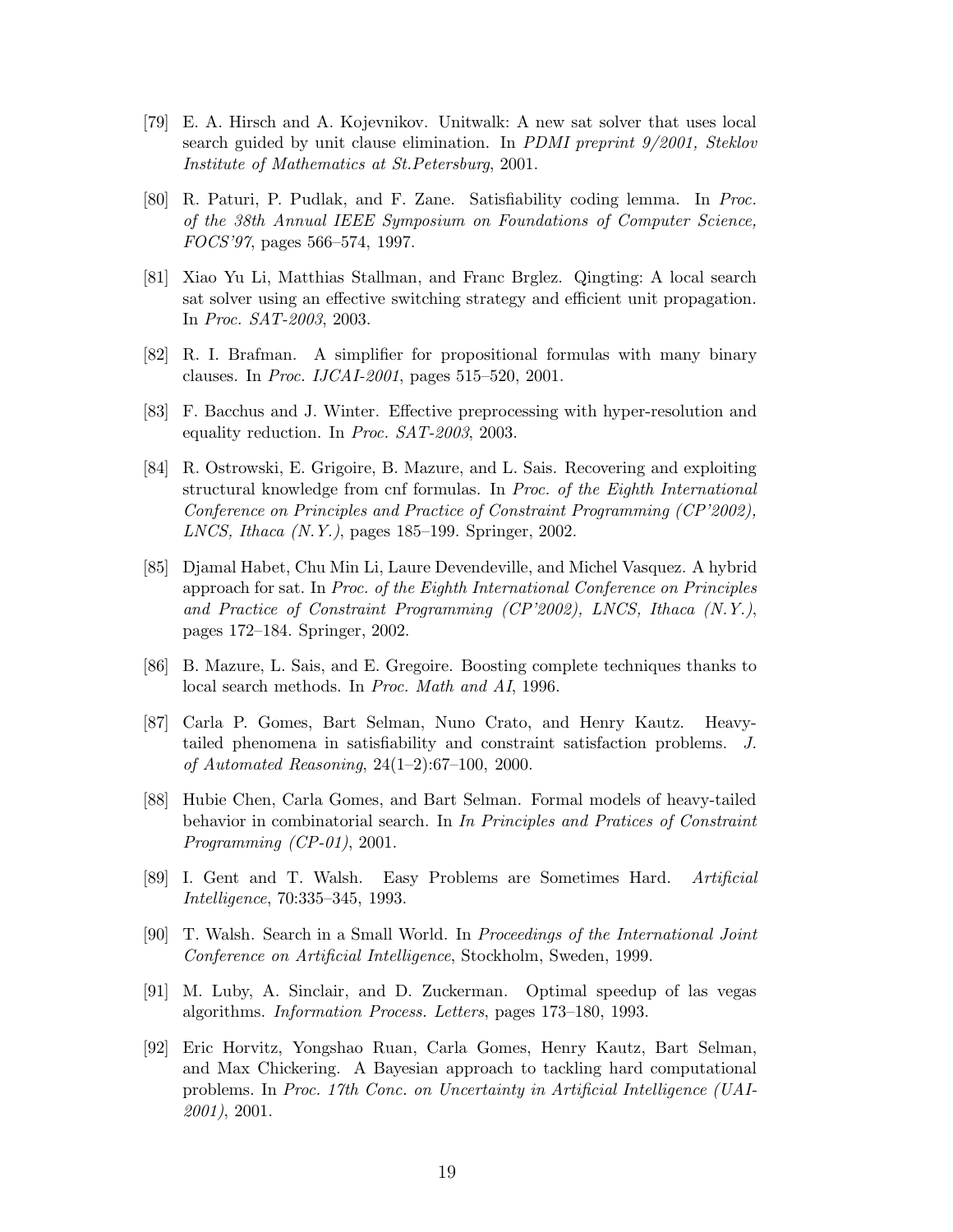[79] E. A. Hirsch and A. Kojevnikov. Unitwalk: A new sat solver that uses local search guided by unit clause elimination. In *PDMI preprint 9/2001, Steklov Institute of Mathematics at St.Petersburg*, 2001.

[80] R. Paturi, P. Pudlak, and F. Zane. Satisfiability coding lemma. In *Proc. of the 38th Annual IEEE Symposium on Foundations of Computer Science, FOCS'97*, pages 566–574, 1997.

[81] Xiao Yu Li, Matthias Stallman, and Franc Brglez. Qingting: A local search sat solver using an effective switching strategy and efficient unit propagation. In *Proc. SAT-2003*, 2003.

[82] R. I. Brafman. A simplifier for propositional formulas with many binary clauses. In *Proc. IJCAI-2001*, pages 515–520, 2001.

[83] F. Bacchus and J. Winter. Effective preprocessing with hyper-resolution and equality reduction. In *Proc. SAT-2003*, 2003.

[84] R. Ostrowski, E. Grigoire, B. Mazure, and L. Sais. Recovering and exploiting structural knowledge from cnf formulas. In *Proc. of the Eighth International Conference on Principles and Practice of Constraint Programming (CP'2002), LNCS, Ithaca (N.Y.)*, pages 185–199. Springer, 2002.

[85] Djamal Habet, Chu Min Li, Laure Devendeville, and Michel Vasquez. A hybrid approach for sat. In *Proc. of the Eighth International Conference on Principles and Practice of Constraint Programming (CP'2002), LNCS, Ithaca (N.Y.)*, pages 172–184. Springer, 2002.

[86] B. Mazure, L. Sais, and E. Gregoire. Boosting complete techniques thanks to local search methods. In *Proc. Math and AI*, 1996.

[87] Carla P. Gomes, Bart Selman, Nuno Crato, and Henry Kautz. Heavy-tailed phenomena in satisfiability and constraint satisfaction problems. *J. of Automated Reasoning*, 24(1–2):67–100, 2000.

[88] Hubie Chen, Carla Gomes, and Bart Selman. Formal models of heavy-tailed behavior in combinatorial search. In *In Principles and Pratices of Constraint Programming (CP-01)*, 2001.

[89] I. Gent and T. Walsh. Easy Problems are Sometimes Hard. *Artificial Intelligence*, 70:335–345, 1993.

[90] T. Walsh. Search in a Small World. In *Proceedings of the International Joint Conference on Artificial Intelligence*, Stockholm, Sweden, 1999.

[91] M. Luby, A. Sinclair, and D. Zuckerman. Optimal speedup of las vegas algorithms. *Information Process. Letters*, pages 173–180, 1993.

[92] Eric Horvitz, Yongshao Ruan, Carla Gomes, Henry Kautz, Bart Selman, and Max Chickering. A Bayesian approach to tackling hard computational problems. In *Proc. 17th Conc. on Uncertainty in Artificial Intelligence (UAI-2001)*, 2001.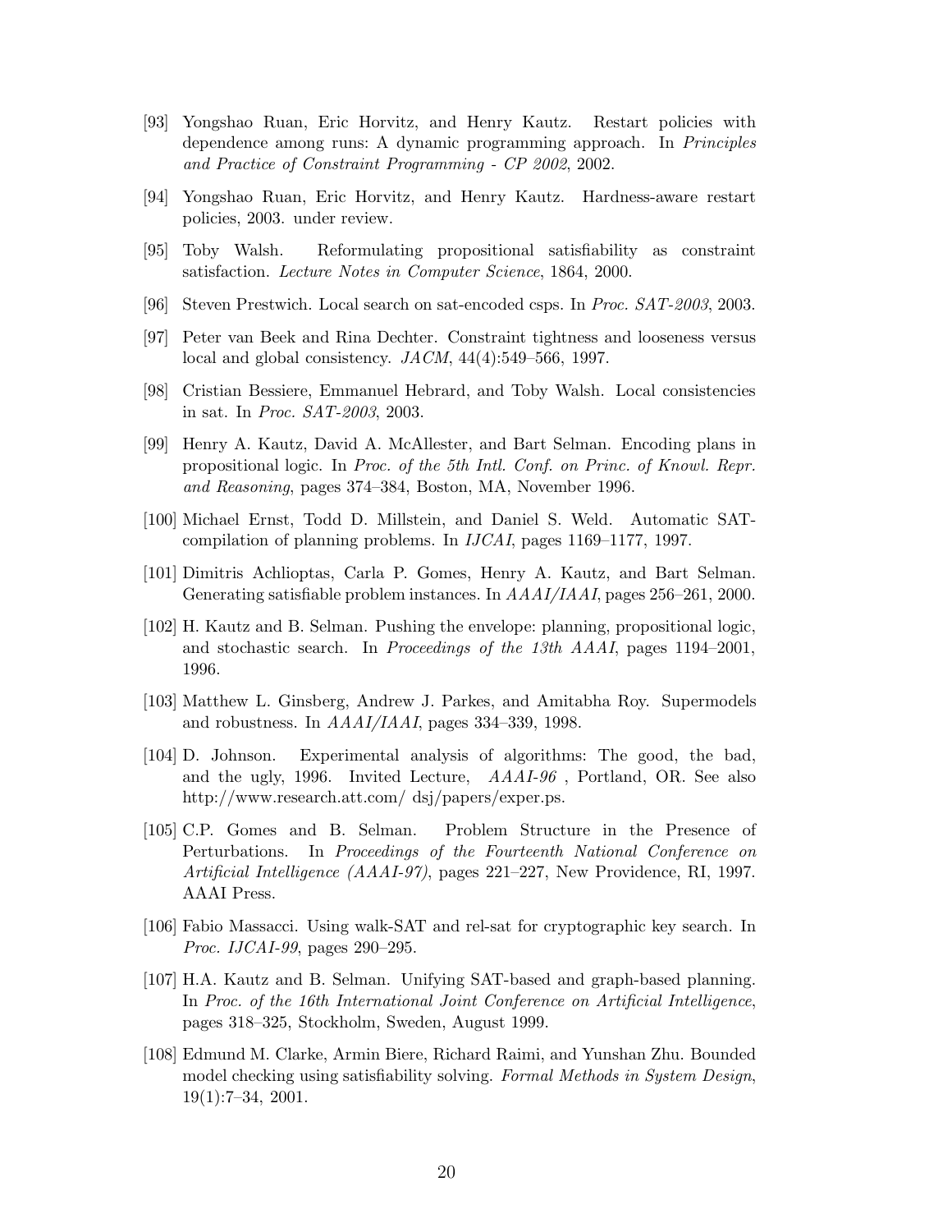[93] Yongshao Ruan, Eric Horvitz, and Henry Kautz. Restart policies with dependence among runs: A dynamic programming approach. In *Principles and Practice of Constraint Programming - CP 2002*, 2002.

[94] Yongshao Ruan, Eric Horvitz, and Henry Kautz. Hardness-aware restart policies, 2003. under review.

[95] Toby Walsh. Reformulating propositional satisfiability as constraint satisfaction. *Lecture Notes in Computer Science*, 1864, 2000.

[96] Steven Prestwich. Local search on sat-encoded csps. In *Proc. SAT-2003*, 2003.

[97] Peter van Beek and Rina Dechter. Constraint tightness and looseness versus local and global consistency. *JACM*, 44(4):549–566, 1997.

[98] Cristian Bessiere, Emmanuel Hebrard, and Toby Walsh. Local consistencies in sat. In *Proc. SAT-2003*, 2003.

[99] Henry A. Kautz, David A. McAllester, and Bart Selman. Encoding plans in propositional logic. In *Proc. of the 5th Intl. Conf. on Princ. of Knowl. Repr. and Reasoning*, pages 374–384, Boston, MA, November 1996.

[100] Michael Ernst, Todd D. Millstein, and Daniel S. Weld. Automatic SAT-compilation of planning problems. In *IJCAI*, pages 1169–1177, 1997.

[101] Dimitris Achlioptas, Carla P. Gomes, Henry A. Kautz, and Bart Selman. Generating satisfiable problem instances. In *AAAI/IAAI*, pages 256–261, 2000.

[102] H. Kautz and B. Selman. Pushing the envelope: planning, propositional logic, and stochastic search. In *Proceedings of the 13th AAAI*, pages 1194–2001, 1996.

[103] Matthew L. Ginsberg, Andrew J. Parkes, and Amitabha Roy. Supermodels and robustness. In *AAAI/IAAI*, pages 334–339, 1998.

[104] D. Johnson. Experimental analysis of algorithms: The good, the bad, and the ugly, 1996. Invited Lecture, *AAAI-96* , Portland, OR. See also http://www.research.att.com/ dsj/papers/exper.ps.

[105] C.P. Gomes and B. Selman. Problem Structure in the Presence of Perturbations. In *Proceedings of the Fourteenth National Conference on Artificial Intelligence (AAAI-97)*, pages 221–227, New Providence, RI, 1997. AAAI Press.

[106] Fabio Massacci. Using walk-SAT and rel-sat for cryptographic key search. In *Proc. IJCAI-99*, pages 290–295.

[107] H.A. Kautz and B. Selman. Unifying SAT-based and graph-based planning. In *Proc. of the 16th International Joint Conference on Artificial Intelligence*, pages 318–325, Stockholm, Sweden, August 1999.

[108] Edmund M. Clarke, Armin Biere, Richard Raimi, and Yunshan Zhu. Bounded model checking using satisfiability solving. *Formal Methods in System Design*, 19(1):7–34, 2001.